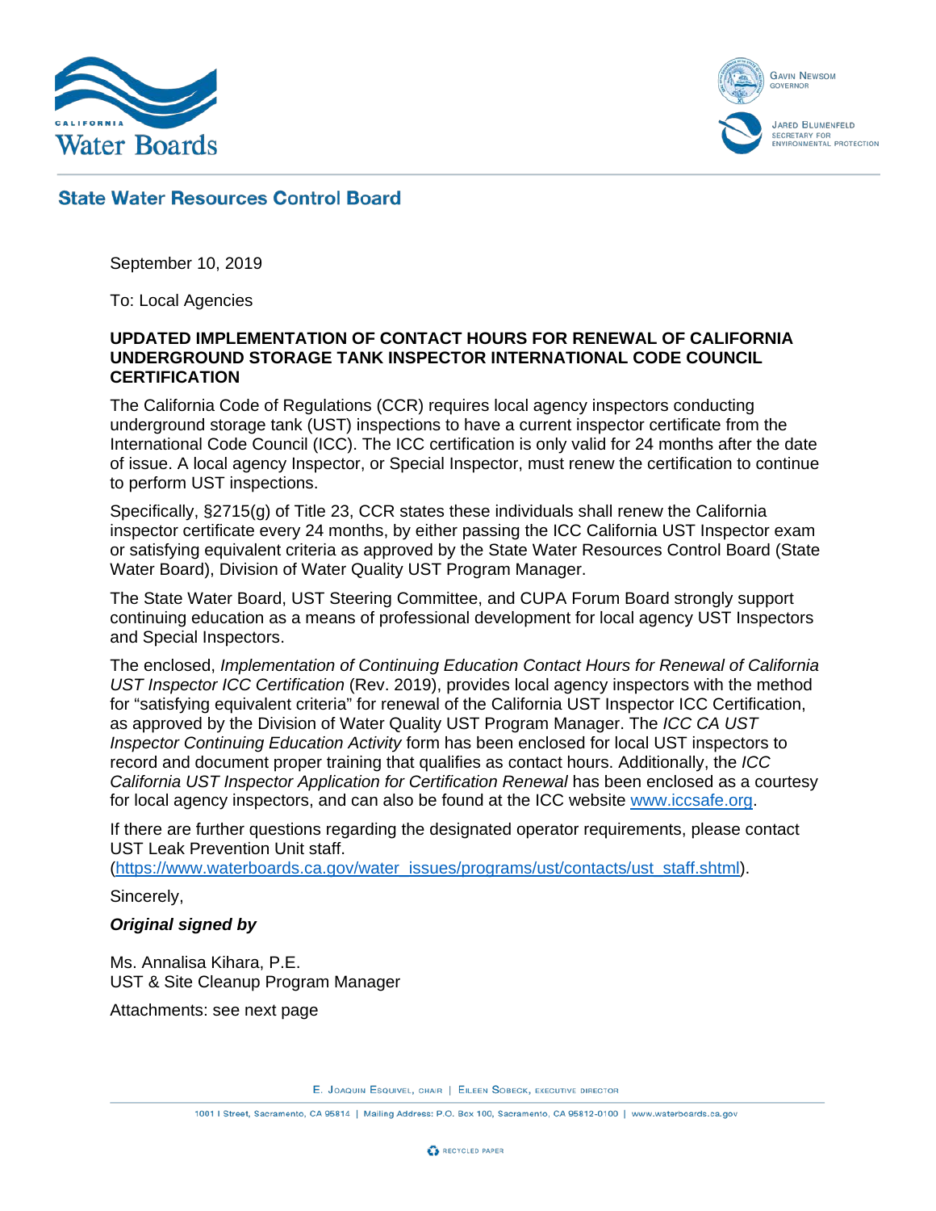California Water Boards

Gavin Newsom
Governor

Jared Blumenfeld
Secretary for Environmental Protection

## State Water Resources Control Board

September 10, 2019

To: Local Agencies

**UPDATED IMPLEMENTATION OF CONTACT HOURS FOR RENEWAL OF CALIFORNIA UNDERGROUND STORAGE TANK INSPECTOR INTERNATIONAL CODE COUNCIL CERTIFICATION**

The California Code of Regulations (CCR) requires local agency inspectors conducting underground storage tank (UST) inspections to have a current inspector certificate from the International Code Council (ICC). The ICC certification is only valid for 24 months after the date of issue. A local agency Inspector, or Special Inspector, must renew the certification to continue to perform UST inspections.

Specifically, §2715(g) of Title 23, CCR states these individuals shall renew the California inspector certificate every 24 months, by either passing the ICC California UST Inspector exam or satisfying equivalent criteria as approved by the State Water Resources Control Board (State Water Board), Division of Water Quality UST Program Manager.

The State Water Board, UST Steering Committee, and CUPA Forum Board strongly support continuing education as a means of professional development for local agency UST Inspectors and Special Inspectors.

The enclosed, *Implementation of Continuing Education Contact Hours for Renewal of California UST Inspector ICC Certification* (Rev. 2019), provides local agency inspectors with the method for "satisfying equivalent criteria" for renewal of the California UST Inspector ICC Certification, as approved by the Division of Water Quality UST Program Manager. The *ICC CA UST Inspector Continuing Education Activity* form has been enclosed for local UST inspectors to record and document proper training that qualifies as contact hours. Additionally, the *ICC California UST Inspector Application for Certification Renewal* has been enclosed as a courtesy for local agency inspectors, and can also be found at the ICC website www.iccsafe.org.

If there are further questions regarding the designated operator requirements, please contact UST Leak Prevention Unit staff. (https://www.waterboards.ca.gov/water_issues/programs/ust/contacts/ust_staff.shtml).

Sincerely,

***Original signed by***

Ms. Annalisa Kihara, P.E.
UST & Site Cleanup Program Manager

Attachments: see next page

E. Joaquin Esquivel, chair | Eileen Sobeck, executive director

1001 I Street, Sacramento, CA 95814 | Mailing Address: P.O. Box 100, Sacramento, CA 95812-0100 | www.waterboards.ca.gov

Recycled Paper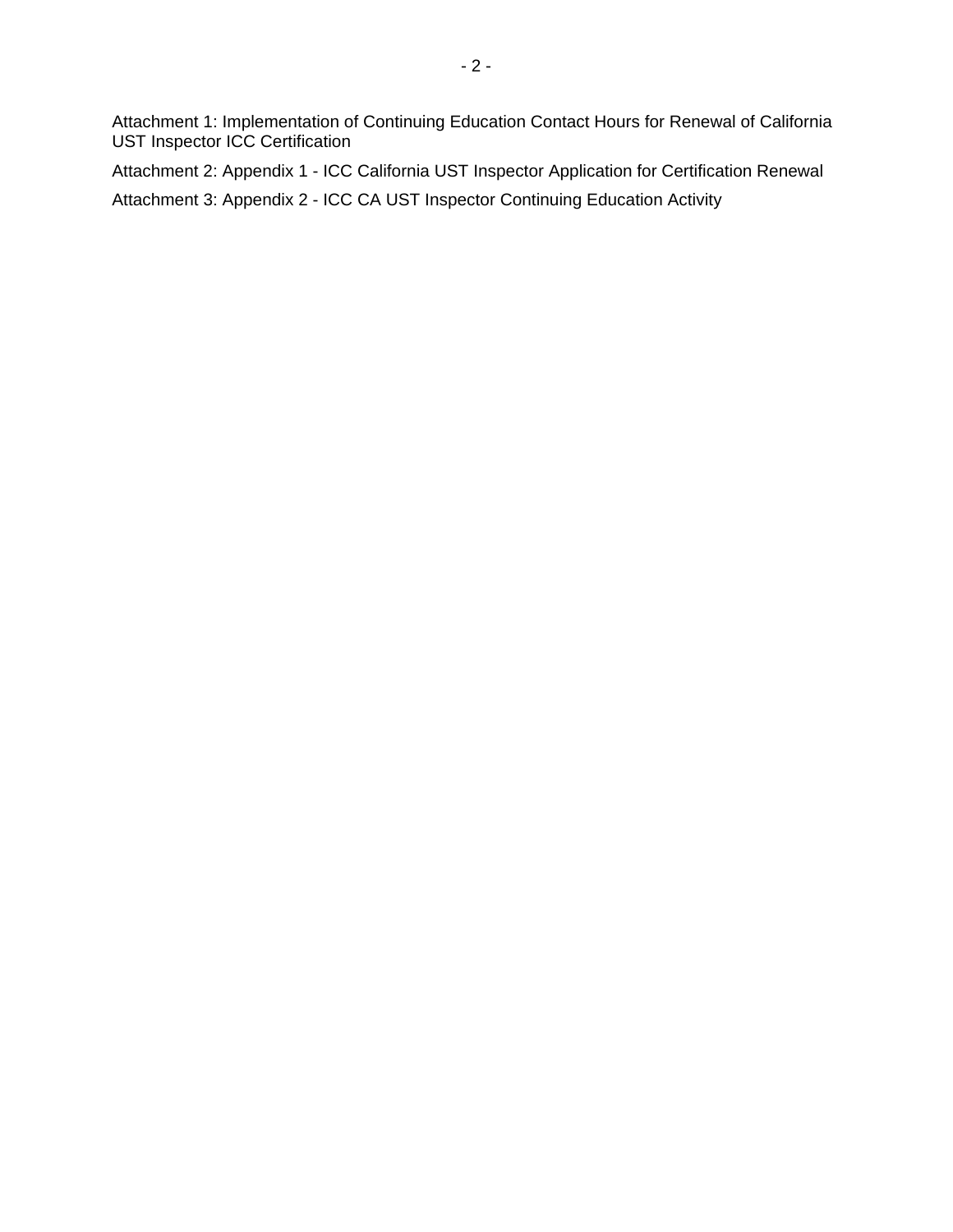Attachment 1: Implementation of Continuing Education Contact Hours for Renewal of California UST Inspector ICC Certification

Attachment 2: Appendix 1 - ICC California UST Inspector Application for Certification Renewal

Attachment 3: Appendix 2 - ICC CA UST Inspector Continuing Education Activity